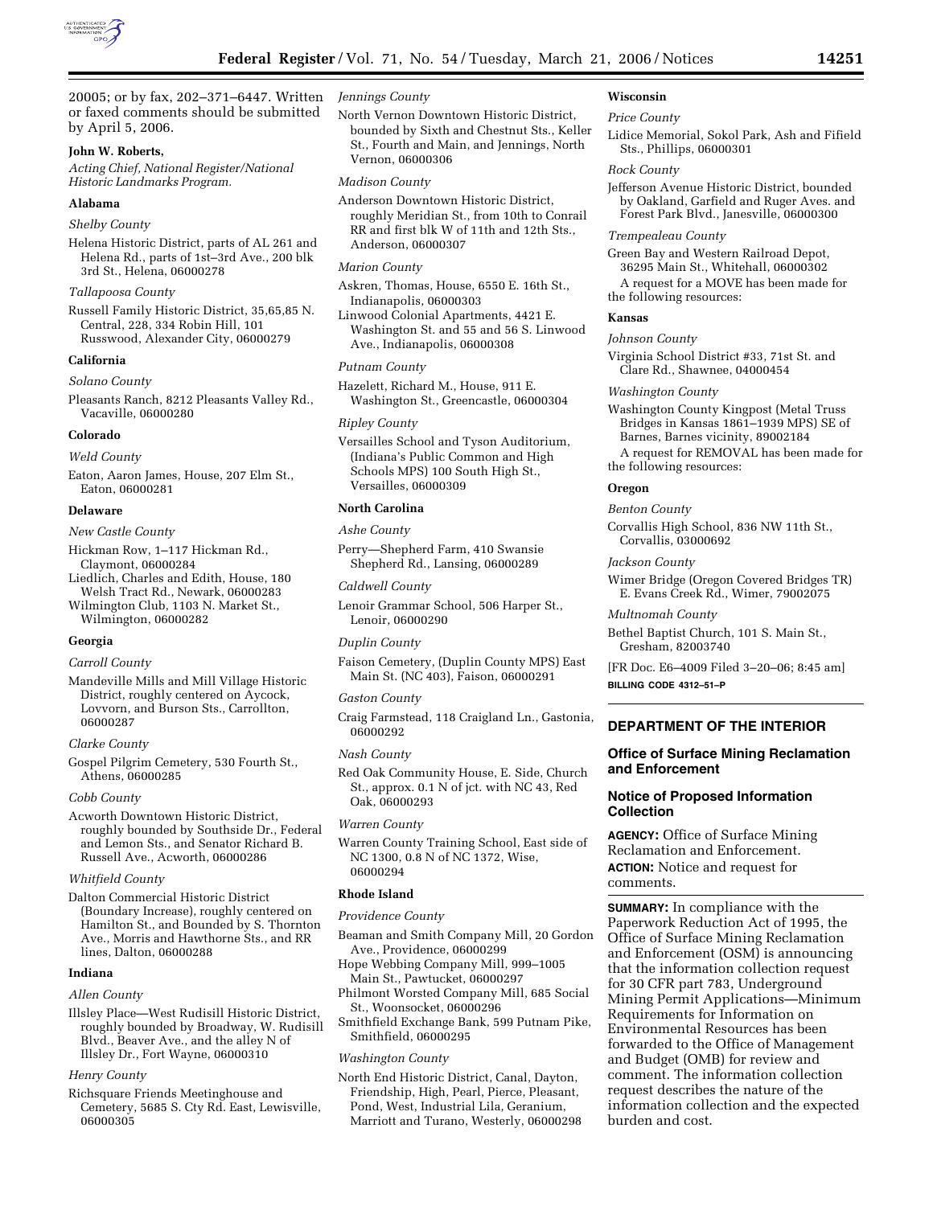20005; or by fax, 202–371–6447. Written or faxed comments should be submitted by April 5, 2006.

**John W. Roberts,**
*Acting Chief, National Register/National Historic Landmarks Program.*

**Alabama**

*Shelby County*

Helena Historic District, parts of AL 261 and Helena Rd., parts of 1st–3rd Ave., 200 blk 3rd St., Helena, 06000278

*Tallapoosa County*

Russell Family Historic District, 35,65,85 N. Central, 228, 334 Robin Hill, 101 Russwood, Alexander City, 06000279

**California**

*Solano County*

Pleasants Ranch, 8212 Pleasants Valley Rd., Vacaville, 06000280

**Colorado**

*Weld County*

Eaton, Aaron James, House, 207 Elm St., Eaton, 06000281

**Delaware**

*New Castle County*

Hickman Row, 1–117 Hickman Rd., Claymont, 06000284

Liedlich, Charles and Edith, House, 180 Welsh Tract Rd., Newark, 06000283

Wilmington Club, 1103 N. Market St., Wilmington, 06000282

**Georgia**

*Carroll County*

Mandeville Mills and Mill Village Historic District, roughly centered on Aycock, Lovvorn, and Burson Sts., Carrollton, 06000287

*Clarke County*

Gospel Pilgrim Cemetery, 530 Fourth St., Athens, 06000285

*Cobb County*

Acworth Downtown Historic District, roughly bounded by Southside Dr., Federal and Lemon Sts., and Senator Richard B. Russell Ave., Acworth, 06000286

*Whitfield County*

Dalton Commercial Historic District (Boundary Increase), roughly centered on Hamilton St., and Bounded by S. Thornton Ave., Morris and Hawthorne Sts., and RR lines, Dalton, 06000288

**Indiana**

*Allen County*

Illsley Place—West Rudisill Historic District, roughly bounded by Broadway, W. Rudisill Blvd., Beaver Ave., and the alley N of Illsley Dr., Fort Wayne, 06000310

*Henry County*

Richsquare Friends Meetinghouse and Cemetery, 5685 S. Cty Rd. East, Lewisville, 06000305

*Jennings County*

North Vernon Downtown Historic District, bounded by Sixth and Chestnut Sts., Keller St., Fourth and Main, and Jennings, North Vernon, 06000306

*Madison County*

Anderson Downtown Historic District, roughly Meridian St., from 10th to Conrail RR and first blk W of 11th and 12th Sts., Anderson, 06000307

*Marion County*

Askren, Thomas, House, 6550 E. 16th St., Indianapolis, 06000303

Linwood Colonial Apartments, 4421 E. Washington St. and 55 and 56 S. Linwood Ave., Indianapolis, 06000308

*Putnam County*

Hazelett, Richard M., House, 911 E. Washington St., Greencastle, 06000304

*Ripley County*

Versailles School and Tyson Auditorium, (Indiana's Public Common and High Schools MPS) 100 South High St., Versailles, 06000309

**North Carolina**

*Ashe County*

Perry—Shepherd Farm, 410 Swansie Shepherd Rd., Lansing, 06000289

*Caldwell County*

Lenoir Grammar School, 506 Harper St., Lenoir, 06000290

*Duplin County*

Faison Cemetery, (Duplin County MPS) East Main St. (NC 403), Faison, 06000291

*Gaston County*

Craig Farmstead, 118 Craigland Ln., Gastonia, 06000292

*Nash County*

Red Oak Community House, E. Side, Church St., approx. 0.1 N of jct. with NC 43, Red Oak, 06000293

*Warren County*

Warren County Training School, East side of NC 1300, 0.8 N of NC 1372, Wise, 06000294

**Rhode Island**

*Providence County*

Beaman and Smith Company Mill, 20 Gordon Ave., Providence, 06000299

Hope Webbing Company Mill, 999–1005 Main St., Pawtucket, 06000297

Philmont Worsted Company Mill, 685 Social St., Woonsocket, 06000296

Smithfield Exchange Bank, 599 Putnam Pike, Smithfield, 06000295

*Washington County*

North End Historic District, Canal, Dayton, Friendship, High, Pearl, Pierce, Pleasant, Pond, West, Industrial Lila, Geranium, Marriott and Turano, Westerly, 06000298

**Wisconsin**

*Price County*

Lidice Memorial, Sokol Park, Ash and Fifield Sts., Phillips, 06000301

*Rock County*

Jefferson Avenue Historic District, bounded by Oakland, Garfield and Ruger Aves. and Forest Park Blvd., Janesville, 06000300

*Trempealeau County*

Green Bay and Western Railroad Depot, 36295 Main St., Whitehall, 06000302

A request for a MOVE has been made for the following resources:

**Kansas**

*Johnson County*

Virginia School District #33, 71st St. and Clare Rd., Shawnee, 04000454

*Washington County*

Washington County Kingpost (Metal Truss Bridges in Kansas 1861–1939 MPS) SE of Barnes, Barnes vicinity, 89002184

A request for REMOVAL has been made for the following resources:

**Oregon**

*Benton County*

Corvallis High School, 836 NW 11th St., Corvallis, 03000692

*Jackson County*

Wimer Bridge (Oregon Covered Bridges TR) E. Evans Creek Rd., Wimer, 79002075

*Multnomah County*

Bethel Baptist Church, 101 S. Main St., Gresham, 82003740

[FR Doc. E6–4009 Filed 3–20–06; 8:45 am]

**BILLING CODE 4312–51–P**

## DEPARTMENT OF THE INTERIOR

### Office of Surface Mining Reclamation and Enforcement

### Notice of Proposed Information Collection

**AGENCY:** Office of Surface Mining Reclamation and Enforcement.

**ACTION:** Notice and request for comments.

**SUMMARY:** In compliance with the Paperwork Reduction Act of 1995, the Office of Surface Mining Reclamation and Enforcement (OSM) is announcing that the information collection request for 30 CFR part 783, Underground Mining Permit Applications—Minimum Requirements for Information on Environmental Resources has been forwarded to the Office of Management and Budget (OMB) for review and comment. The information collection request describes the nature of the information collection and the expected burden and cost.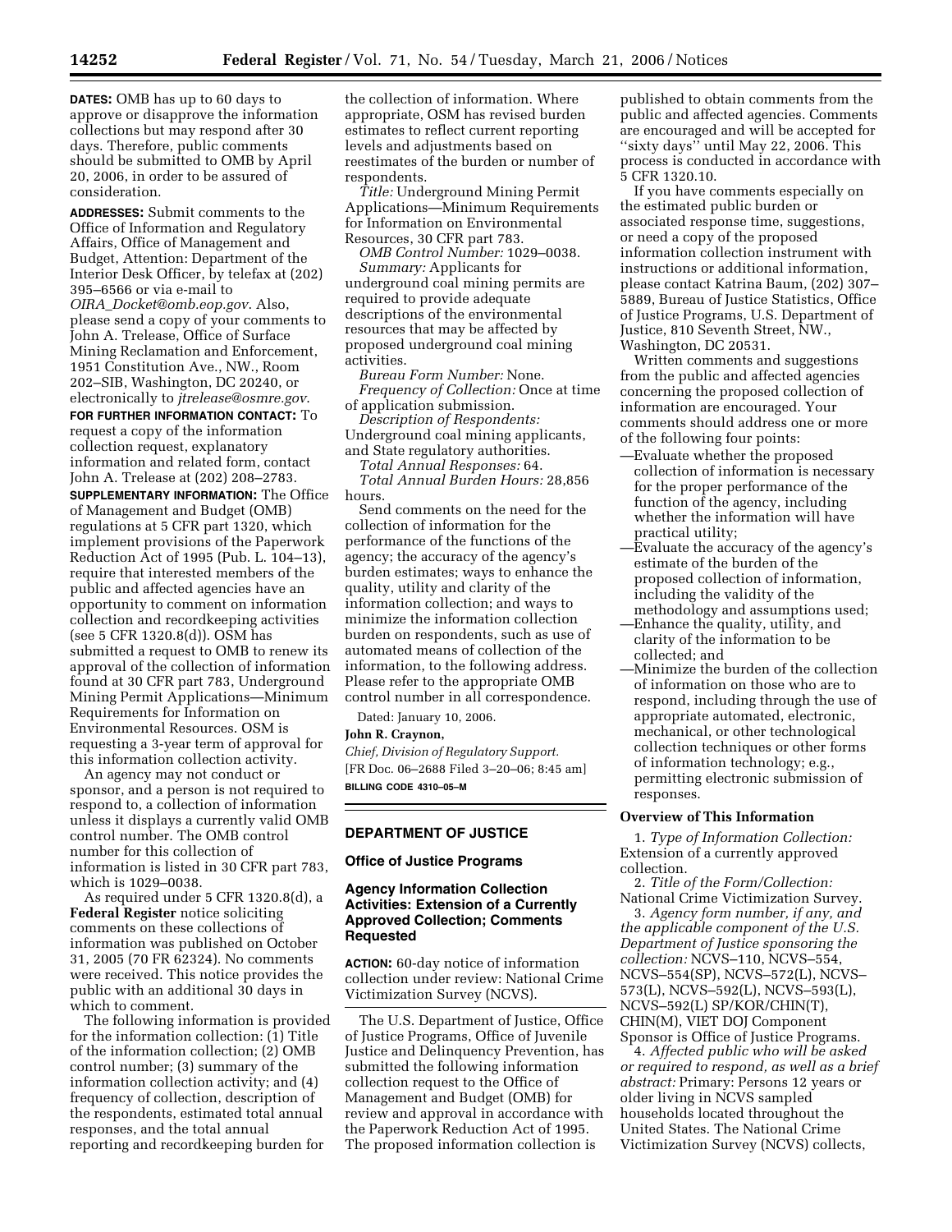**DATES:** OMB has up to 60 days to approve or disapprove the information collections but may respond after 30 days. Therefore, public comments should be submitted to OMB by April 20, 2006, in order to be assured of consideration.

**ADDRESSES:** Submit comments to the Office of Information and Regulatory Affairs, Office of Management and Budget, Attention: Department of the Interior Desk Officer, by telefax at (202) 395–6566 or via e-mail to *OIRA_Docket@omb.eop.gov*. Also, please send a copy of your comments to John A. Trelease, Office of Surface Mining Reclamation and Enforcement, 1951 Constitution Ave., NW., Room 202–SIB, Washington, DC 20240, or electronically to *jtrelease@osmre.gov*.

**FOR FURTHER INFORMATION CONTACT:** To request a copy of the information collection request, explanatory information and related form, contact John A. Trelease at (202) 208–2783.

**SUPPLEMENTARY INFORMATION:** The Office of Management and Budget (OMB) regulations at 5 CFR part 1320, which implement provisions of the Paperwork Reduction Act of 1995 (Pub. L. 104–13), require that interested members of the public and affected agencies have an opportunity to comment on information collection and recordkeeping activities (see 5 CFR 1320.8(d)). OSM has submitted a request to OMB to renew its approval of the collection of information found at 30 CFR part 783, Underground Mining Permit Applications—Minimum Requirements for Information on Environmental Resources. OSM is requesting a 3-year term of approval for this information collection activity.

An agency may not conduct or sponsor, and a person is not required to respond to, a collection of information unless it displays a currently valid OMB control number. The OMB control number for this collection of information is listed in 30 CFR part 783, which is 1029–0038.

As required under 5 CFR 1320.8(d), a **Federal Register** notice soliciting comments on these collections of information was published on October 31, 2005 (70 FR 62324). No comments were received. This notice provides the public with an additional 30 days in which to comment.

The following information is provided for the information collection: (1) Title of the information collection; (2) OMB control number; (3) summary of the information collection activity; and (4) frequency of collection, description of the respondents, estimated total annual responses, and the total annual reporting and recordkeeping burden for the collection of information. Where appropriate, OSM has revised burden estimates to reflect current reporting levels and adjustments based on reestimates of the burden or number of respondents.

*Title:* Underground Mining Permit Applications—Minimum Requirements for Information on Environmental Resources, 30 CFR part 783.

*OMB Control Number:* 1029–0038.

*Summary:* Applicants for underground coal mining permits are required to provide adequate descriptions of the environmental resources that may be affected by proposed underground coal mining activities.

*Bureau Form Number:* None.

*Frequency of Collection:* Once at time of application submission.

*Description of Respondents:* Underground coal mining applicants, and State regulatory authorities.

*Total Annual Responses:* 64.

*Total Annual Burden Hours:* 28,856 hours.

Send comments on the need for the collection of information for the performance of the functions of the agency; the accuracy of the agency's burden estimates; ways to enhance the quality, utility and clarity of the information collection; and ways to minimize the information collection burden on respondents, such as use of automated means of collection of the information, to the following address. Please refer to the appropriate OMB control number in all correspondence.

Dated: January 10, 2006.

**John R. Craynon,**

*Chief, Division of Regulatory Support.*

[FR Doc. 06–2688 Filed 3–20–06; 8:45 am]

**BILLING CODE 4310–05–M**

## DEPARTMENT OF JUSTICE

### Office of Justice Programs

### Agency Information Collection Activities: Extension of a Currently Approved Collection; Comments Requested

**ACTION:** 60-day notice of information collection under review: National Crime Victimization Survey (NCVS).

The U.S. Department of Justice, Office of Justice Programs, Office of Juvenile Justice and Delinquency Prevention, has submitted the following information collection request to the Office of Management and Budget (OMB) for review and approval in accordance with the Paperwork Reduction Act of 1995. The proposed information collection is published to obtain comments from the public and affected agencies. Comments are encouraged and will be accepted for "sixty days" until May 22, 2006. This process is conducted in accordance with 5 CFR 1320.10.

If you have comments especially on the estimated public burden or associated response time, suggestions, or need a copy of the proposed information collection instrument with instructions or additional information, please contact Katrina Baum, (202) 307–5889, Bureau of Justice Statistics, Office of Justice Programs, U.S. Department of Justice, 810 Seventh Street, NW., Washington, DC 20531.

Written comments and suggestions from the public and affected agencies concerning the proposed collection of information are encouraged. Your comments should address one or more of the following four points:

—Evaluate whether the proposed collection of information is necessary for the proper performance of the function of the agency, including whether the information will have practical utility;

—Evaluate the accuracy of the agency's estimate of the burden of the proposed collection of information, including the validity of the methodology and assumptions used;

—Enhance the quality, utility, and clarity of the information to be collected; and

—Minimize the burden of the collection of information on those who are to respond, including through the use of appropriate automated, electronic, mechanical, or other technological collection techniques or other forms of information technology; e.g., permitting electronic submission of responses.

### Overview of This Information

1. *Type of Information Collection:* Extension of a currently approved collection.

2. *Title of the Form/Collection:* National Crime Victimization Survey.

3. *Agency form number, if any, and the applicable component of the U.S. Department of Justice sponsoring the collection:* NCVS–110, NCVS–554, NCVS–554(SP), NCVS–572(L), NCVS–573(L), NCVS–592(L), NCVS–593(L), NCVS–592(L) SP/KOR/CHIN(T), CHIN(M), VIET DOJ Component Sponsor is Office of Justice Programs.

4. *Affected public who will be asked or required to respond, as well as a brief abstract:* Primary: Persons 12 years or older living in NCVS sampled households located throughout the United States. The National Crime Victimization Survey (NCVS) collects,